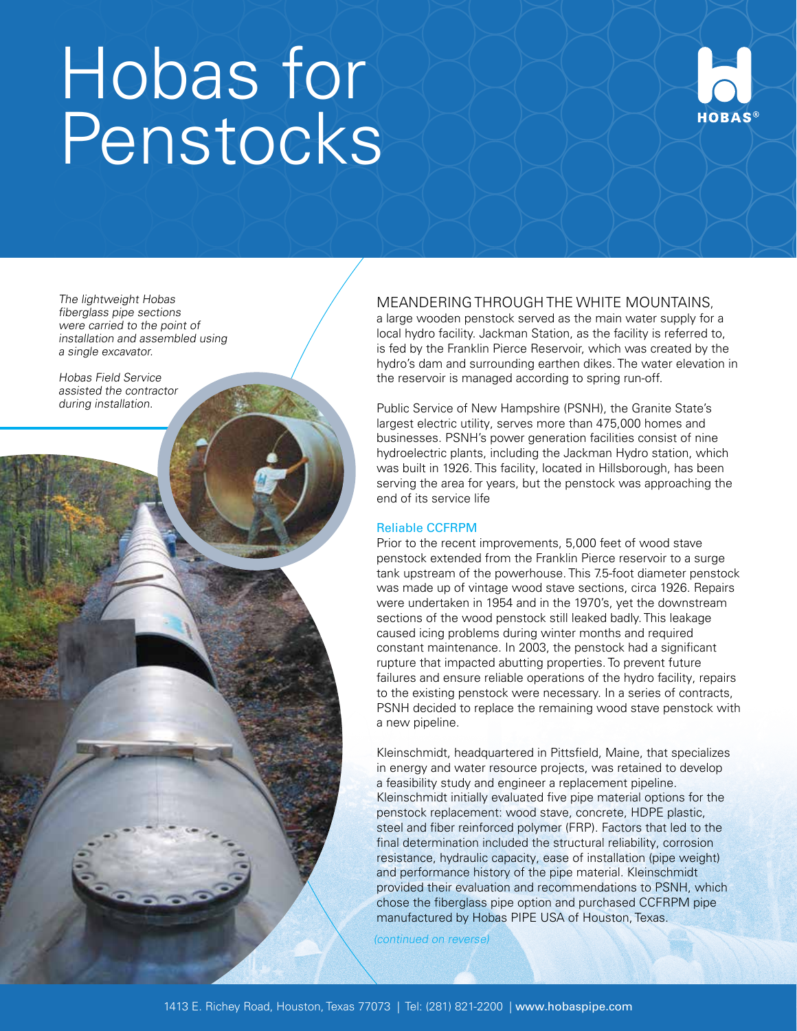# Hobas for Penstocks

HOBAS®

*The lightweight Hobas fiberglass pipe sections were carried to the point of installation and assembled using a single excavator.*

*Hobas Field Service assisted the contractor during installation.*

MEANDERING THROUGH THE WHITE MOUNTAINS, a large wooden penstock served as the main water supply for a local hydro facility. Jackman Station, as the facility is referred to, is fed by the Franklin Pierce Reservoir, which was created by the hydro's dam and surrounding earthen dikes. The water elevation in the reservoir is managed according to spring run-off.

Public Service of New Hampshire (PSNH), the Granite State's largest electric utility, serves more than 475,000 homes and businesses. PSNH's power generation facilities consist of nine hydroelectric plants, including the Jackman Hydro station, which was built in 1926. This facility, located in Hillsborough, has been serving the area for years, but the penstock was approaching the end of its service life

## Reliable CCFRPM

Prior to the recent improvements, 5,000 feet of wood stave penstock extended from the Franklin Pierce reservoir to a surge tank upstream of the powerhouse. This 7.5-foot diameter penstock was made up of vintage wood stave sections, circa 1926. Repairs were undertaken in 1954 and in the 1970's, yet the downstream sections of the wood penstock still leaked badly. This leakage caused icing problems during winter months and required constant maintenance. In 2003, the penstock had a significant rupture that impacted abutting properties. To prevent future failures and ensure reliable operations of the hydro facility, repairs to the existing penstock were necessary. In a series of contracts, PSNH decided to replace the remaining wood stave penstock with a new pipeline.

Kleinschmidt, headquartered in Pittsfield, Maine, that specializes in energy and water resource projects, was retained to develop a feasibility study and engineer a replacement pipeline. Kleinschmidt initially evaluated five pipe material options for the penstock replacement: wood stave, concrete, HDPE plastic, steel and fiber reinforced polymer (FRP). Factors that led to the final determination included the structural reliability, corrosion resistance, hydraulic capacity, ease of installation (pipe weight) and performance history of the pipe material. Kleinschmidt provided their evaluation and recommendations to PSNH, which chose the fiberglass pipe option and purchased CCFRPM pipe manufactured by Hobas PIPE USA of Houston, Texas.

*(continued on reverse)*

1413 E. Richey Road, Houston, Texas 77073 | Tel: (281) 821-2200 | www.hobaspipe.com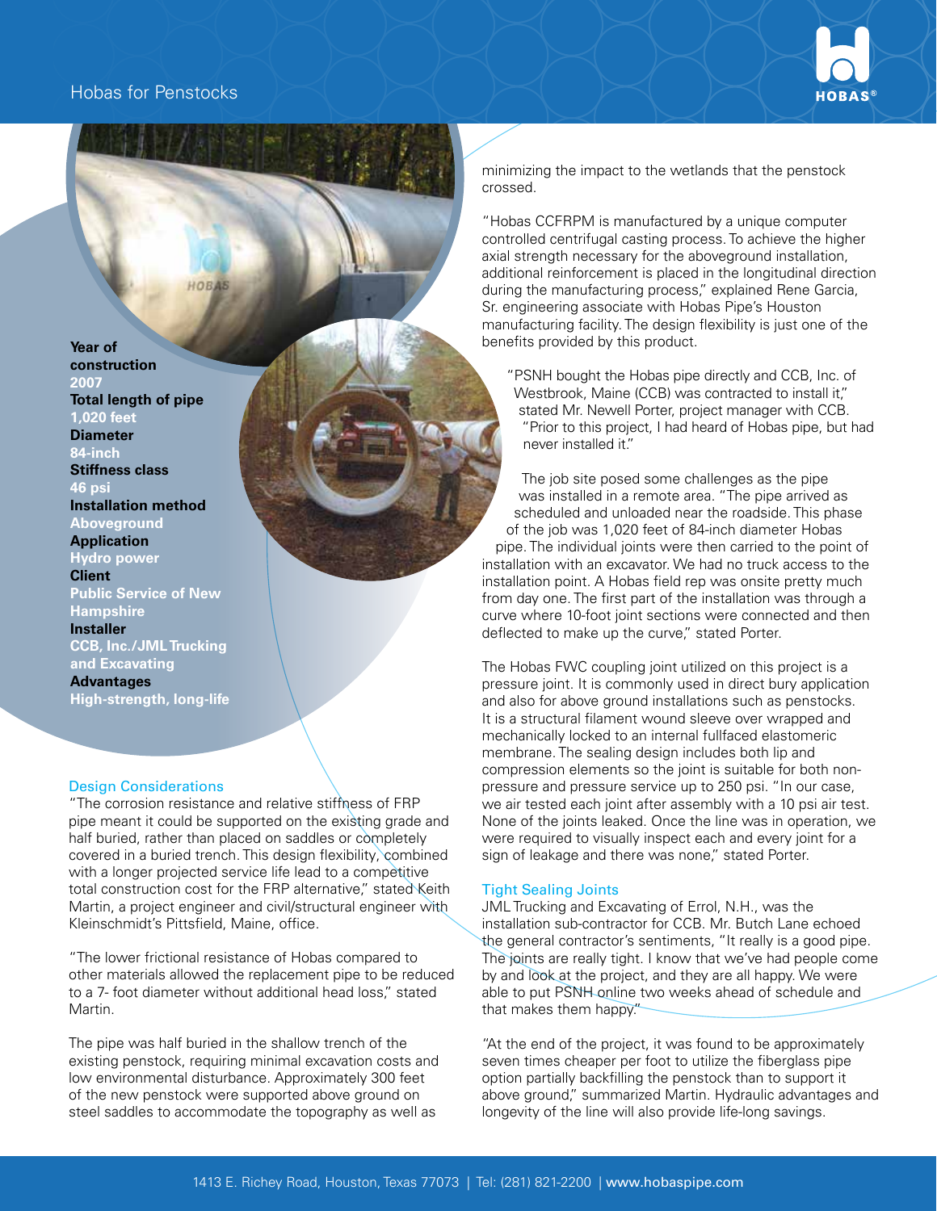# Hobas for Penstocks

**Year of construction**
2007

**Total length of pipe**
1,020 feet

**Diameter**
84-inch

**Stiffness class**
46 psi

**Installation method**
Aboveground

**Application**
Hydro power

**Client**
Public Service of New Hampshire

**Installer**
CCB, Inc./JML Trucking and Excavating

**Advantages**
High-strength, long-life

## Design Considerations

"The corrosion resistance and relative stiffness of FRP pipe meant it could be supported on the existing grade and half buried, rather than placed on saddles or completely covered in a buried trench. This design flexibility, combined with a longer projected service life lead to a competitive total construction cost for the FRP alternative," stated Keith Martin, a project engineer and civil/structural engineer with Kleinschmidt's Pittsfield, Maine, office.

"The lower frictional resistance of Hobas compared to other materials allowed the replacement pipe to be reduced to a 7- foot diameter without additional head loss," stated Martin.

The pipe was half buried in the shallow trench of the existing penstock, requiring minimal excavation costs and low environmental disturbance. Approximately 300 feet of the new penstock were supported above ground on steel saddles to accommodate the topography as well as minimizing the impact to the wetlands that the penstock crossed.

"Hobas CCFRPM is manufactured by a unique computer controlled centrifugal casting process. To achieve the higher axial strength necessary for the aboveground installation, additional reinforcement is placed in the longitudinal direction during the manufacturing process," explained Rene Garcia, Sr. engineering associate with Hobas Pipe's Houston manufacturing facility. The design flexibility is just one of the benefits provided by this product.

"PSNH bought the Hobas pipe directly and CCB, Inc. of Westbrook, Maine (CCB) was contracted to install it," stated Mr. Newell Porter, project manager with CCB. "Prior to this project, I had heard of Hobas pipe, but had never installed it."

The job site posed some challenges as the pipe was installed in a remote area. "The pipe arrived as scheduled and unloaded near the roadside. This phase of the job was 1,020 feet of 84-inch diameter Hobas pipe. The individual joints were then carried to the point of installation with an excavator. We had no truck access to the installation point. A Hobas field rep was onsite pretty much from day one. The first part of the installation was through a curve where 10-foot joint sections were connected and then deflected to make up the curve," stated Porter.

The Hobas FWC coupling joint utilized on this project is a pressure joint. It is commonly used in direct bury application and also for above ground installations such as penstocks. It is a structural filament wound sleeve over wrapped and mechanically locked to an internal fullfaced elastomeric membrane. The sealing design includes both lip and compression elements so the joint is suitable for both non-pressure and pressure service up to 250 psi. "In our case, we air tested each joint after assembly with a 10 psi air test. None of the joints leaked. Once the line was in operation, we were required to visually inspect each and every joint for a sign of leakage and there was none," stated Porter.

## Tight Sealing Joints

JML Trucking and Excavating of Errol, N.H., was the installation sub-contractor for CCB. Mr. Butch Lane echoed the general contractor's sentiments, "It really is a good pipe. The joints are really tight. I know that we've had people come by and look at the project, and they are all happy. We were able to put PSNH online two weeks ahead of schedule and that makes them happy."

"At the end of the project, it was found to be approximately seven times cheaper per foot to utilize the fiberglass pipe option partially backfilling the penstock than to support it above ground," summarized Martin. Hydraulic advantages and longevity of the line will also provide life-long savings.

1413 E. Richey Road, Houston, Texas 77073 | Tel: (281) 821-2200 | www.hobaspipe.com